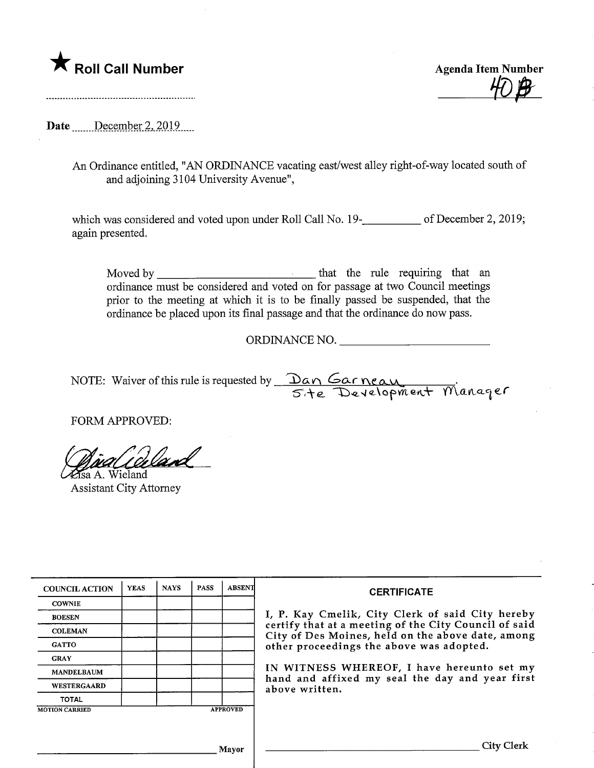★ **Roll Call Number**

..........................................................

**Agenda Item Number**

40B

**Date** December 2, 2019

An Ordinance entitled, "AN ORDINANCE vacating east/west alley right-of-way located south of and adjoining 3104 University Avenue",

which was considered and voted upon under Roll Call No. 19-__________ of December 2, 2019; again presented.

Moved by __________________________ that the rule requiring that an ordinance must be considered and voted on for passage at two Council meetings prior to the meeting at which it is to be finally passed be suspended, that the ordinance be placed upon its final passage and that the ordinance do now pass.

ORDINANCE NO. __________________________

NOTE: Waiver of this rule is requested by Dan Garneau, Site Development Manager.

FORM APPROVED:

Lisa A. Wieland
Assistant City Attorney

| COUNCIL ACTION | YEAS | NAYS | PASS | ABSENT |
| --- | --- | --- | --- | --- |
| COWNIE | | | | |
| BOESEN | | | | |
| COLEMAN | | | | |
| GATTO | | | | |
| GRAY | | | | |
| MANDELBAUM | | | | |
| WESTERGAARD | | | | |
| TOTAL | | | | |

MOTION CARRIED APPROVED

______________________________ Mayor

**CERTIFICATE**

I, P. Kay Cmelik, City Clerk of said City hereby certify that at a meeting of the City Council of said City of Des Moines, held on the above date, among other proceedings the above was adopted.

IN WITNESS WHEREOF, I have hereunto set my hand and affixed my seal the day and year first above written.

______________________________ City Clerk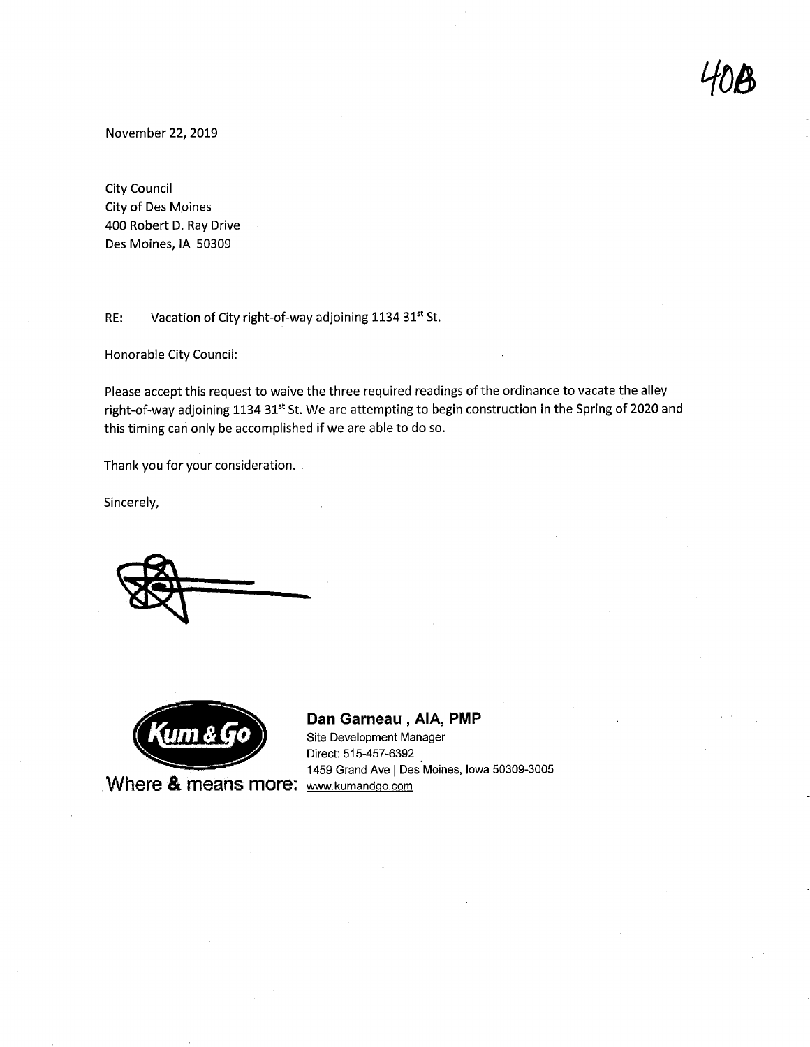40B

November 22, 2019

City Council
City of Des Moines
400 Robert D. Ray Drive
Des Moines, IA 50309

RE: Vacation of City right-of-way adjoining 1134 31st St.

Honorable City Council:

Please accept this request to waive the three required readings of the ordinance to vacate the alley right-of-way adjoining 1134 31st St. We are attempting to begin construction in the Spring of 2020 and this timing can only be accomplished if we are able to do so.

Thank you for your consideration.

Sincerely,

Kum & Go

Where & means more:

**Dan Garneau , AIA, PMP**
Site Development Manager
Direct: 515-457-6392
1459 Grand Ave | Des Moines, Iowa 50309-3005
www.kumandgo.com